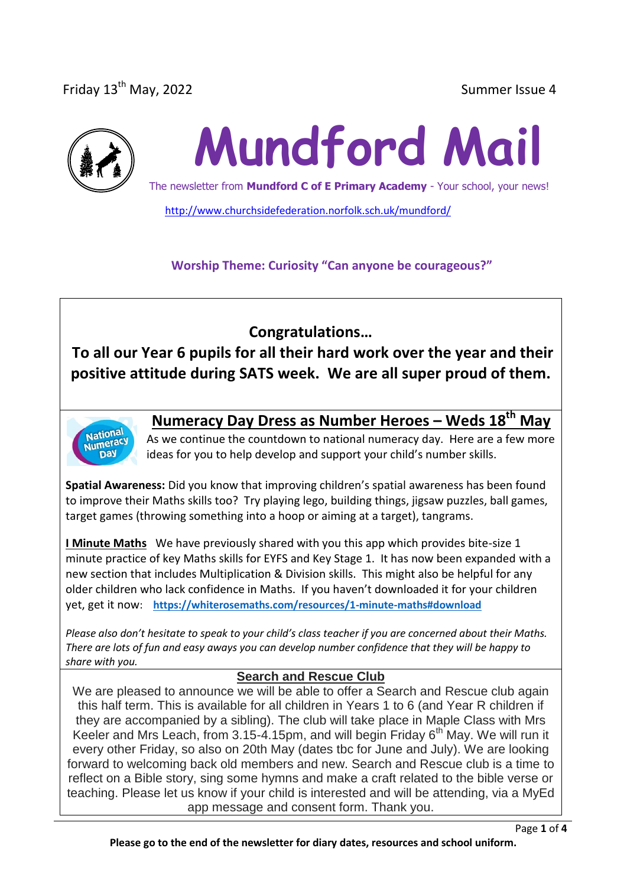Friday 13th May, 2022 Summer Issue 4

# Mundford Mail

The newsletter from **Mundford C of E Primary Academy** - Your school, your news!

http://www.churchsidefederation.norfolk.sch.uk/mundford/

**Worship Theme: Curiosity "Can anyone be courageous?"**

## Congratulations…

## To all our Year 6 pupils for all their hard work over the year and their positive attitude during SATS week. We are all super proud of them.

## Numeracy Day Dress as Number Heroes – Weds 18th May

As we continue the countdown to national numeracy day. Here are a few more ideas for you to help develop and support your child's number skills.

**Spatial Awareness:** Did you know that improving children's spatial awareness has been found to improve their Maths skills too? Try playing lego, building things, jigsaw puzzles, ball games, target games (throwing something into a hoop or aiming at a target), tangrams.

**I Minute Maths** We have previously shared with you this app which provides bite-size 1 minute practice of key Maths skills for EYFS and Key Stage 1. It has now been expanded with a new section that includes Multiplication & Division skills. This might also be helpful for any older children who lack confidence in Maths. If you haven't downloaded it for your children yet, get it now: **https://whiterosemaths.com/resources/1-minute-maths#download**

*Please also don't hesitate to speak to your child's class teacher if you are concerned about their Maths. There are lots of fun and easy aways you can develop number confidence that they will be happy to share with you.*

## Search and Rescue Club

We are pleased to announce we will be able to offer a Search and Rescue club again this half term. This is available for all children in Years 1 to 6 (and Year R children if they are accompanied by a sibling). The club will take place in Maple Class with Mrs Keeler and Mrs Leach, from 3.15-4.15pm, and will begin Friday 6th May. We will run it every other Friday, so also on 20th May (dates tbc for June and July). We are looking forward to welcoming back old members and new. Search and Rescue club is a time to reflect on a Bible story, sing some hymns and make a craft related to the bible verse or teaching. Please let us know if your child is interested and will be attending, via a MyEd app message and consent form. Thank you.

**Please go to the end of the newsletter for diary dates, resources and school uniform.**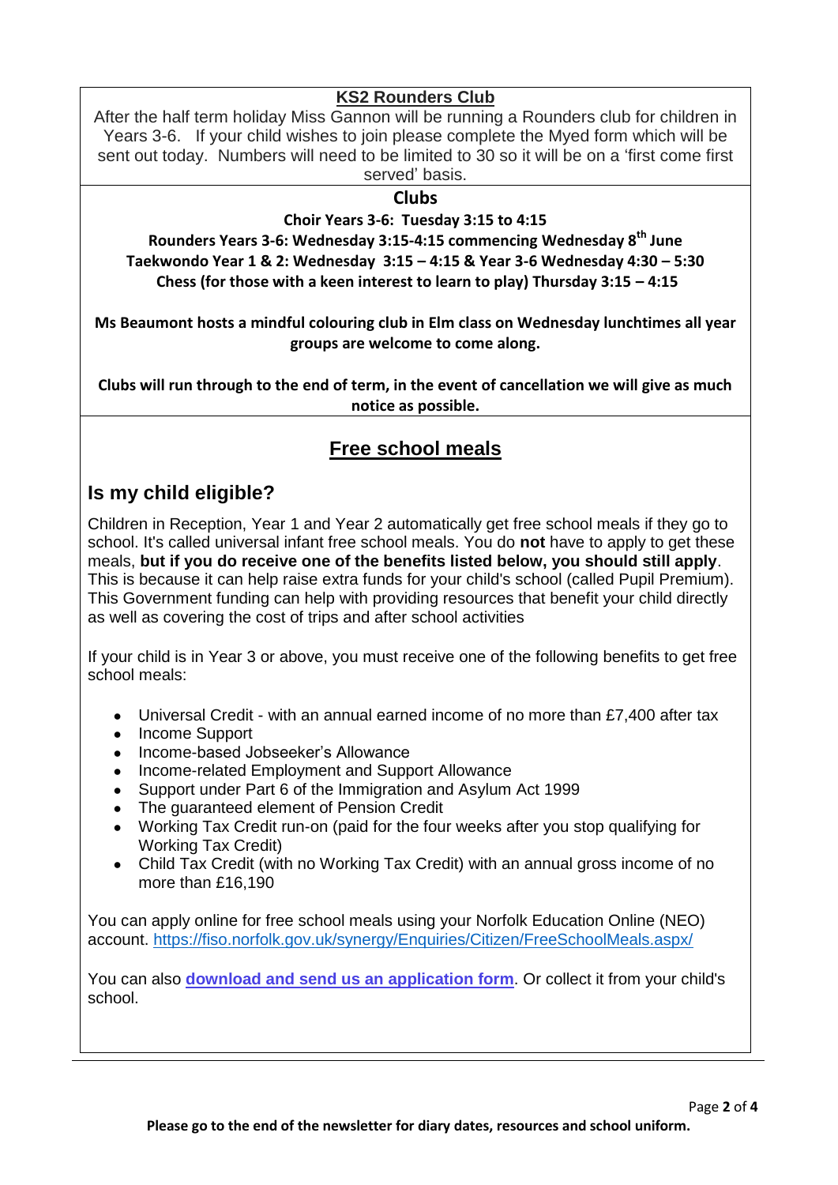## KS2 Rounders Club

After the half term holiday Miss Gannon will be running a Rounders club for children in Years 3-6. If your child wishes to join please complete the Myed form which will be sent out today. Numbers will need to be limited to 30 so it will be on a 'first come first served' basis.

## Clubs

**Choir Years 3-6: Tuesday 3:15 to 4:15**

**Rounders Years 3-6: Wednesday 3:15-4:15 commencing Wednesday 8th June**

**Taekwondo Year 1 & 2: Wednesday 3:15 – 4:15 & Year 3-6 Wednesday 4:30 – 5:30**

**Chess (for those with a keen interest to learn to play) Thursday 3:15 – 4:15**

**Ms Beaumont hosts a mindful colouring club in Elm class on Wednesday lunchtimes all year groups are welcome to come along.**

**Clubs will run through to the end of term, in the event of cancellation we will give as much notice as possible.**

## Free school meals

### Is my child eligible?

Children in Reception, Year 1 and Year 2 automatically get free school meals if they go to school. It's called universal infant free school meals. You do **not** have to apply to get these meals, **but if you do receive one of the benefits listed below, you should still apply**. This is because it can help raise extra funds for your child's school (called Pupil Premium). This Government funding can help with providing resources that benefit your child directly as well as covering the cost of trips and after school activities

If your child is in Year 3 or above, you must receive one of the following benefits to get free school meals:

- Universal Credit - with an annual earned income of no more than £7,400 after tax
- Income Support
- Income-based Jobseeker's Allowance
- Income-related Employment and Support Allowance
- Support under Part 6 of the Immigration and Asylum Act 1999
- The guaranteed element of Pension Credit
- Working Tax Credit run-on (paid for the four weeks after you stop qualifying for Working Tax Credit)
- Child Tax Credit (with no Working Tax Credit) with an annual gross income of no more than £16,190

You can apply online for free school meals using your Norfolk Education Online (NEO) account. https://fiso.norfolk.gov.uk/synergy/Enquiries/Citizen/FreeSchoolMeals.aspx/

You can also **download and send us an application form**. Or collect it from your child's school.

**Please go to the end of the newsletter for diary dates, resources and school uniform.**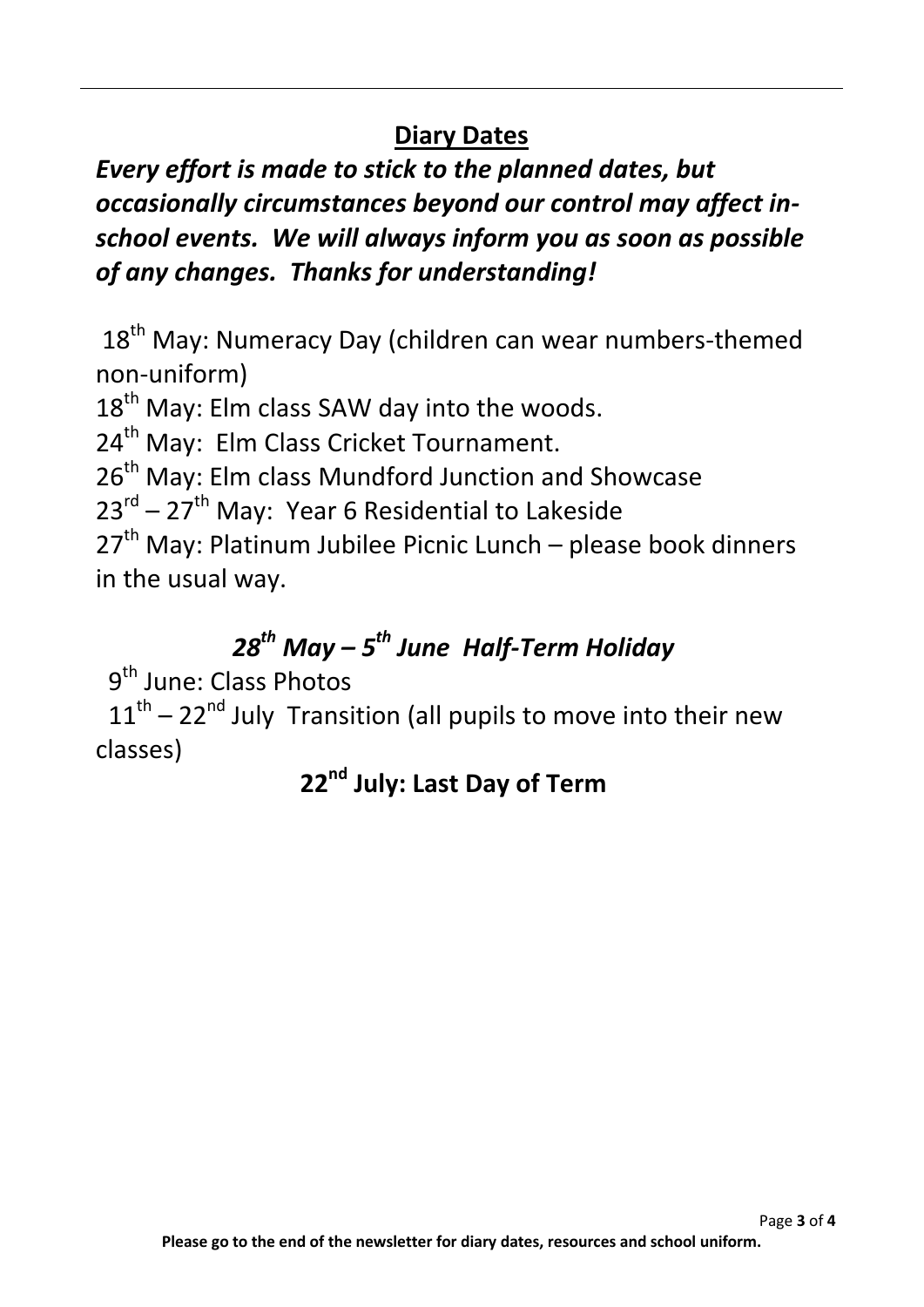## Diary Dates

***Every effort is made to stick to the planned dates, but occasionally circumstances beyond our control may affect in-school events. We will always inform you as soon as possible of any changes. Thanks for understanding!***

18th May: Numeracy Day (children can wear numbers-themed non-uniform)

18th May: Elm class SAW day into the woods.

24th May: Elm Class Cricket Tournament.

26th May: Elm class Mundford Junction and Showcase

23rd – 27th May: Year 6 Residential to Lakeside

27th May: Platinum Jubilee Picnic Lunch – please book dinners in the usual way.

***28th May – 5th June Half-Term Holiday***

9th June: Class Photos

11th – 22nd July Transition (all pupils to move into their new classes)

**22nd July: Last Day of Term**

**Please go to the end of the newsletter for diary dates, resources and school uniform.**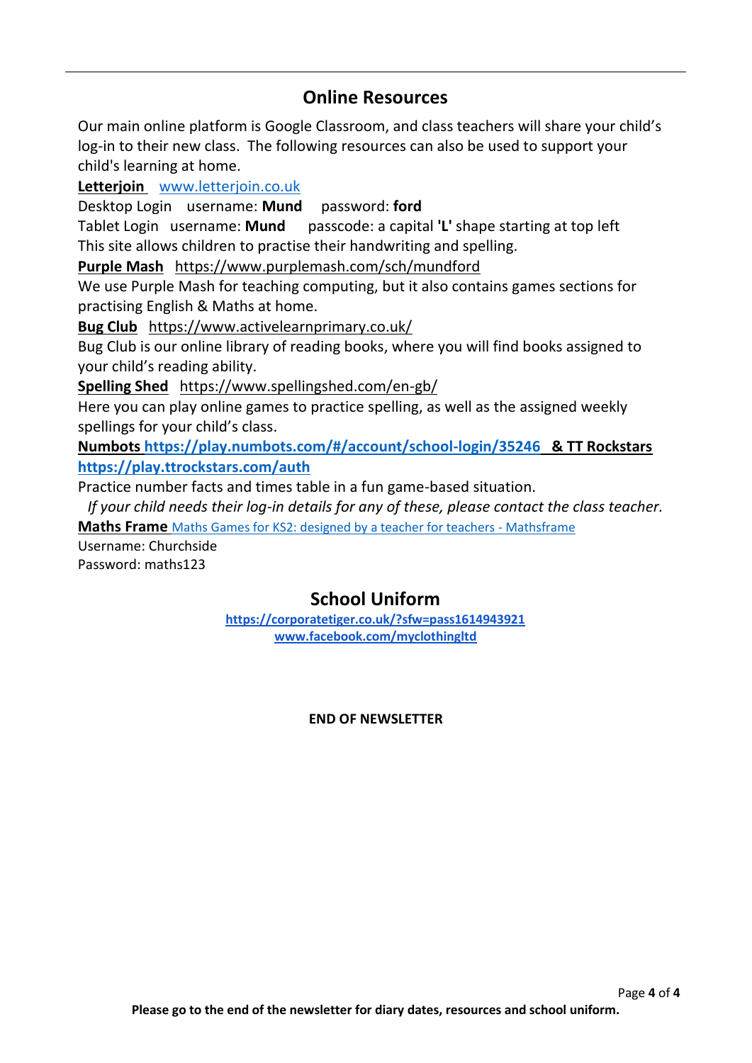## Online Resources

Our main online platform is Google Classroom, and class teachers will share your child's log-in to their new class. The following resources can also be used to support your child's learning at home.

**Letterjoin** www.letterjoin.co.uk

Desktop Login username: **Mund** password: **ford**

Tablet Login username: **Mund** passcode: a capital **'L'** shape starting at top left

This site allows children to practise their handwriting and spelling.

**Purple Mash** https://www.purplemash.com/sch/mundford

We use Purple Mash for teaching computing, but it also contains games sections for practising English & Maths at home.

**Bug Club** https://www.activelearnprimary.co.uk/

Bug Club is our online library of reading books, where you will find books assigned to your child's reading ability.

**Spelling Shed** https://www.spellingshed.com/en-gb/

Here you can play online games to practice spelling, as well as the assigned weekly spellings for your child's class.

**Numbots https://play.numbots.com/#/account/school-login/35246 & TT Rockstars https://play.ttrockstars.com/auth**

Practice number facts and times table in a fun game-based situation.

*If your child needs their log-in details for any of these, please contact the class teacher.*

**Maths Frame** Maths Games for KS2: designed by a teacher for teachers - Mathsframe

Username: Churchside

Password: maths123

## School Uniform

**https://corporatetiger.co.uk/?sfw=pass1614943921**

**www.facebook.com/myclothingltd**

**END OF NEWSLETTER**

**Please go to the end of the newsletter for diary dates, resources and school uniform.**